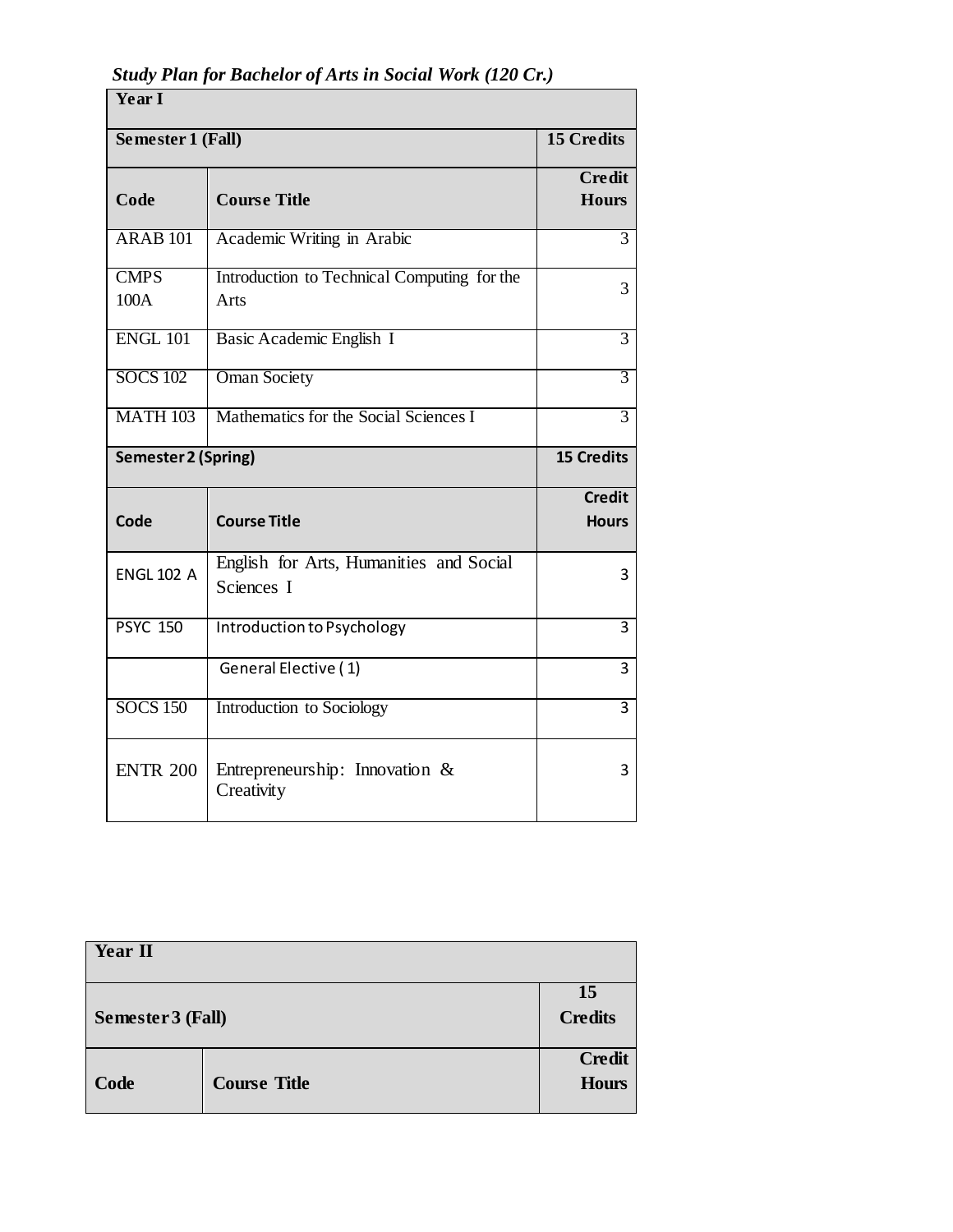*Study Plan for Bachelor of Arts in Social Work (120 Cr.)*

| Year I | | |
|---|---|---|
| **Semester 1 (Fall)** | | **15 Credits** |
| **Code** | **Course Title** | **Credit Hours** |
| ARAB 101 | Academic Writing in Arabic | 3 |
| CMPS 100A | Introduction to Technical Computing for the Arts | 3 |
| ENGL 101 | Basic Academic English I | 3 |
| SOCS 102 | Oman Society | 3 |
| MATH 103 | Mathematics for the Social Sciences I | 3 |
| **Semester 2 (Spring)** | | **15 Credits** |
| **Code** | **Course Title** | **Credit Hours** |
| ENGL 102 A | English for Arts, Humanities and Social Sciences I | 3 |
| PSYC 150 | Introduction to Psychology | 3 |
| | General Elective ( 1) | 3 |
| SOCS 150 | Introduction to Sociology | 3 |
| ENTR 200 | Entrepreneurship: Innovation & Creativity | 3 |

| Year II | | |
|---|---|---|
| **Semester 3 (Fall)** | | **15 Credits** |
| **Code** | **Course Title** | **Credit Hours** |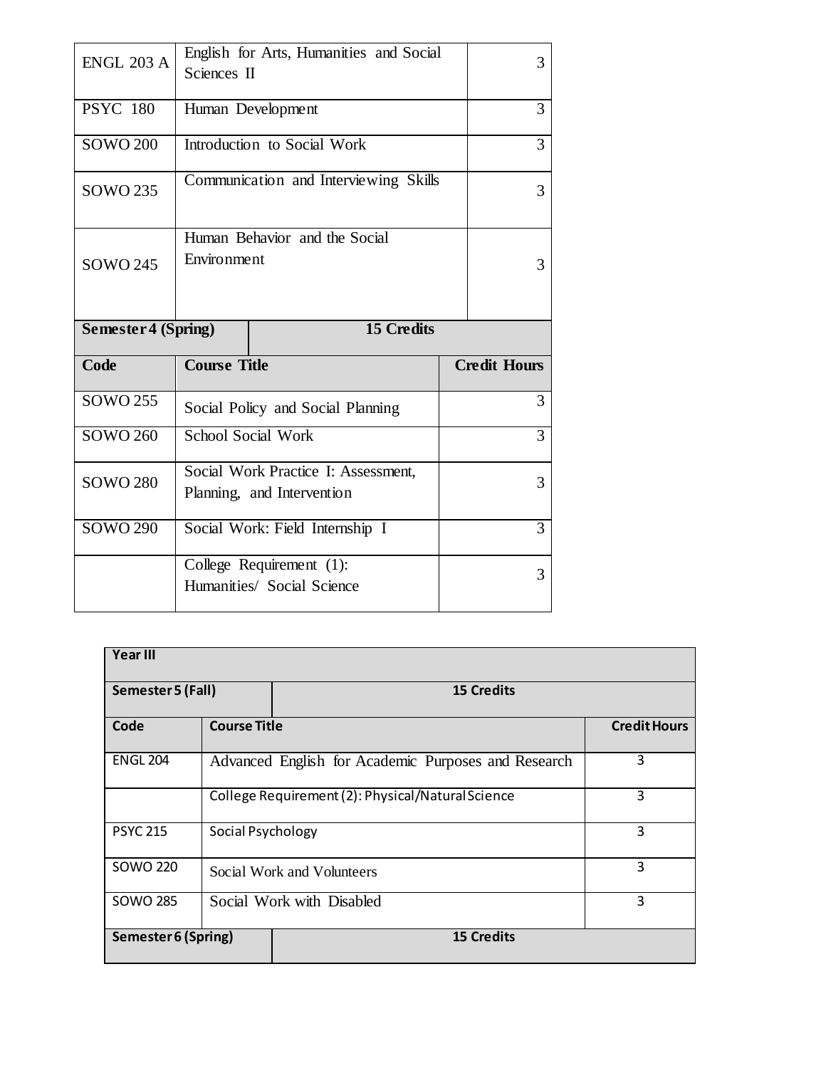| | | |
|---|---|---|
| ENGL 203 A | English for Arts, Humanities and Social Sciences II | 3 |
| PSYC 180 | Human Development | 3 |
| SOWO 200 | Introduction to Social Work | 3 |
| SOWO 235 | Communication and Interviewing Skills | 3 |
| SOWO 245 | Human Behavior and the Social Environment | 3 |

| Semester 4 (Spring) | 15 Credits | |
|---|---|---|
| **Code** | **Course Title** | **Credit Hours** |
| SOWO 255 | Social Policy and Social Planning | 3 |
| SOWO 260 | School Social Work | 3 |
| SOWO 280 | Social Work Practice I: Assessment, Planning, and Intervention | 3 |
| SOWO 290 | Social Work: Field Internship I | 3 |
| | College Requirement (1): Humanities/ Social Science | 3 |

| Year III | | |
|---|---|---|
| **Semester 5 (Fall)** | **15 Credits** | |
| **Code** | **Course Title** | **Credit Hours** |
| ENGL 204 | Advanced English for Academic Purposes and Research | 3 |
| | College Requirement (2): Physical/Natural Science | 3 |
| PSYC 215 | Social Psychology | 3 |
| SOWO 220 | Social Work and Volunteers | 3 |
| SOWO 285 | Social Work with Disabled | 3 |
| **Semester 6 (Spring)** | **15 Credits** | |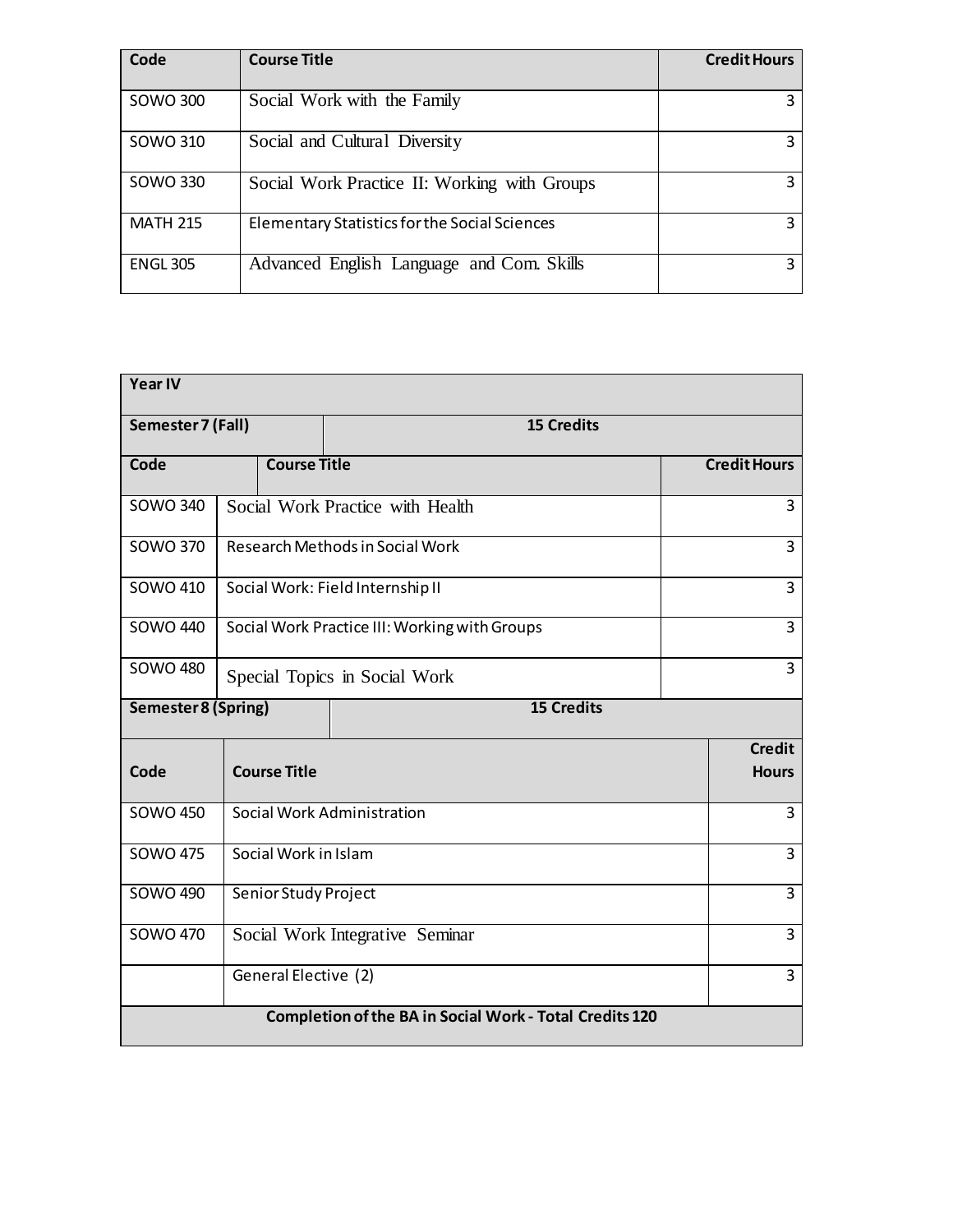| Code | Course Title | Credit Hours |
|---|---|---|
| SOWO 300 | Social Work with the Family | 3 |
| SOWO 310 | Social and Cultural Diversity | 3 |
| SOWO 330 | Social Work Practice II: Working with Groups | 3 |
| MATH 215 | Elementary Statistics for the Social Sciences | 3 |
| ENGL 305 | Advanced English Language and Com. Skills | 3 |

| Year IV | | |
|---|---|---|
| **Semester 7 (Fall)** | **15 Credits** | |
| **Code** | **Course Title** | **Credit Hours** |
| SOWO 340 | Social Work Practice with Health | 3 |
| SOWO 370 | Research Methods in Social Work | 3 |
| SOWO 410 | Social Work: Field Internship II | 3 |
| SOWO 440 | Social Work Practice III: Working with Groups | 3 |
| SOWO 480 | Special Topics in Social Work | 3 |
| **Semester 8 (Spring)** | **15 Credits** | |
| **Code** | **Course Title** | **Credit Hours** |
| SOWO 450 | Social Work Administration | 3 |
| SOWO 475 | Social Work in Islam | 3 |
| SOWO 490 | Senior Study Project | 3 |
| SOWO 470 | Social Work Integrative Seminar | 3 |
| | General Elective (2) | 3 |
| **Completion of the BA in Social Work - Total Credits 120** | | |